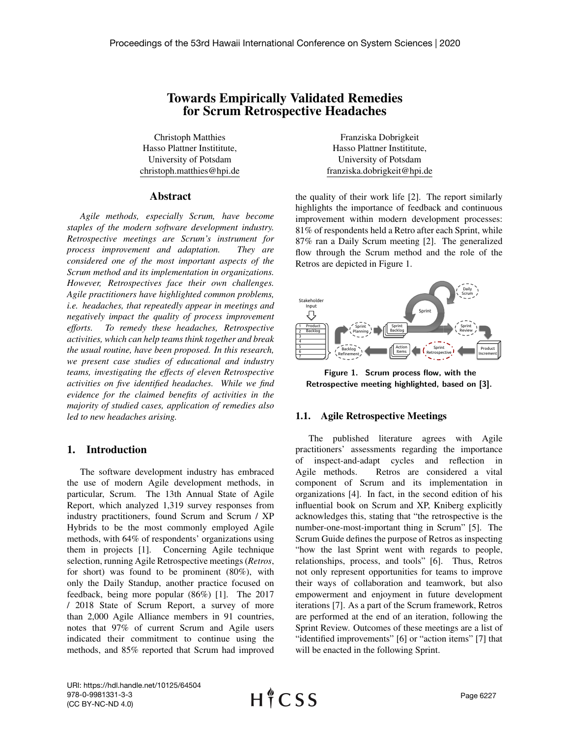# Towards Empirically Validated Remedies for Scrum Retrospective Headaches

Christoph Matthies
Hasso Plattner Instititute,
University of Potsdam
christoph.matthies@hpi.de

Franziska Dobrigkeit
Hasso Plattner Instititute,
University of Potsdam
franziska.dobrigkeit@hpi.de

## Abstract

*Agile methods, especially Scrum, have become staples of the modern software development industry. Retrospective meetings are Scrum's instrument for process improvement and adaptation. They are considered one of the most important aspects of the Scrum method and its implementation in organizations. However, Retrospectives face their own challenges. Agile practitioners have highlighted common problems, i.e. headaches, that repeatedly appear in meetings and negatively impact the quality of process improvement efforts. To remedy these headaches, Retrospective activities, which can help teams think together and break the usual routine, have been proposed. In this research, we present case studies of educational and industry teams, investigating the effects of eleven Retrospective activities on five identified headaches. While we find evidence for the claimed benefits of activities in the majority of studied cases, application of remedies also led to new headaches arising.*

## 1. Introduction

The software development industry has embraced the use of modern Agile development methods, in particular, Scrum. The 13th Annual State of Agile Report, which analyzed 1,319 survey responses from industry practitioners, found Scrum and Scrum / XP Hybrids to be the most commonly employed Agile methods, with 64% of respondents' organizations using them in projects [1]. Concerning Agile technique selection, running Agile Retrospective meetings (*Retros*, for short) was found to be prominent (80%), with only the Daily Standup, another practice focused on feedback, being more popular (86%) [1]. The 2017 / 2018 State of Scrum Report, a survey of more than 2,000 Agile Alliance members in 91 countries, notes that 97% of current Scrum and Agile users indicated their commitment to continue using the methods, and 85% reported that Scrum had improved the quality of their work life [2]. The report similarly highlights the importance of feedback and continuous improvement within modern development processes: 81% of respondents held a Retro after each Sprint, while 87% ran a Daily Scrum meeting [2]. The generalized flow through the Scrum method and the role of the Retros are depicted in Figure 1.

Stakeholder Input
Product Backlog
Sprint Planning
Sprint Backlog
Sprint
Daily Scrum
Sprint Review
Product Increment
Sprint Retrospective
Action Items
Backlog Refinement

**Figure 1. Scrum process flow, with the Retrospective meeting highlighted, based on [3].**

### 1.1. Agile Retrospective Meetings

The published literature agrees with Agile practitioners' assessments regarding the importance of inspect-and-adapt cycles and reflection in Agile methods. Retros are considered a vital component of Scrum and its implementation in organizations [4]. In fact, in the second edition of his influential book on Scrum and XP, Kniberg explicitly acknowledges this, stating that "the retrospective is the number-one-most-important thing in Scrum" [5]. The Scrum Guide defines the purpose of Retros as inspecting "how the last Sprint went with regards to people, relationships, process, and tools" [6]. Thus, Retros not only represent opportunities for teams to improve their ways of collaboration and teamwork, but also empowerment and enjoyment in future development iterations [7]. As a part of the Scrum framework, Retros are performed at the end of an iteration, following the Sprint Review. Outcomes of these meetings are a list of "identified improvements" [6] or "action items" [7] that will be enacted in the following Sprint.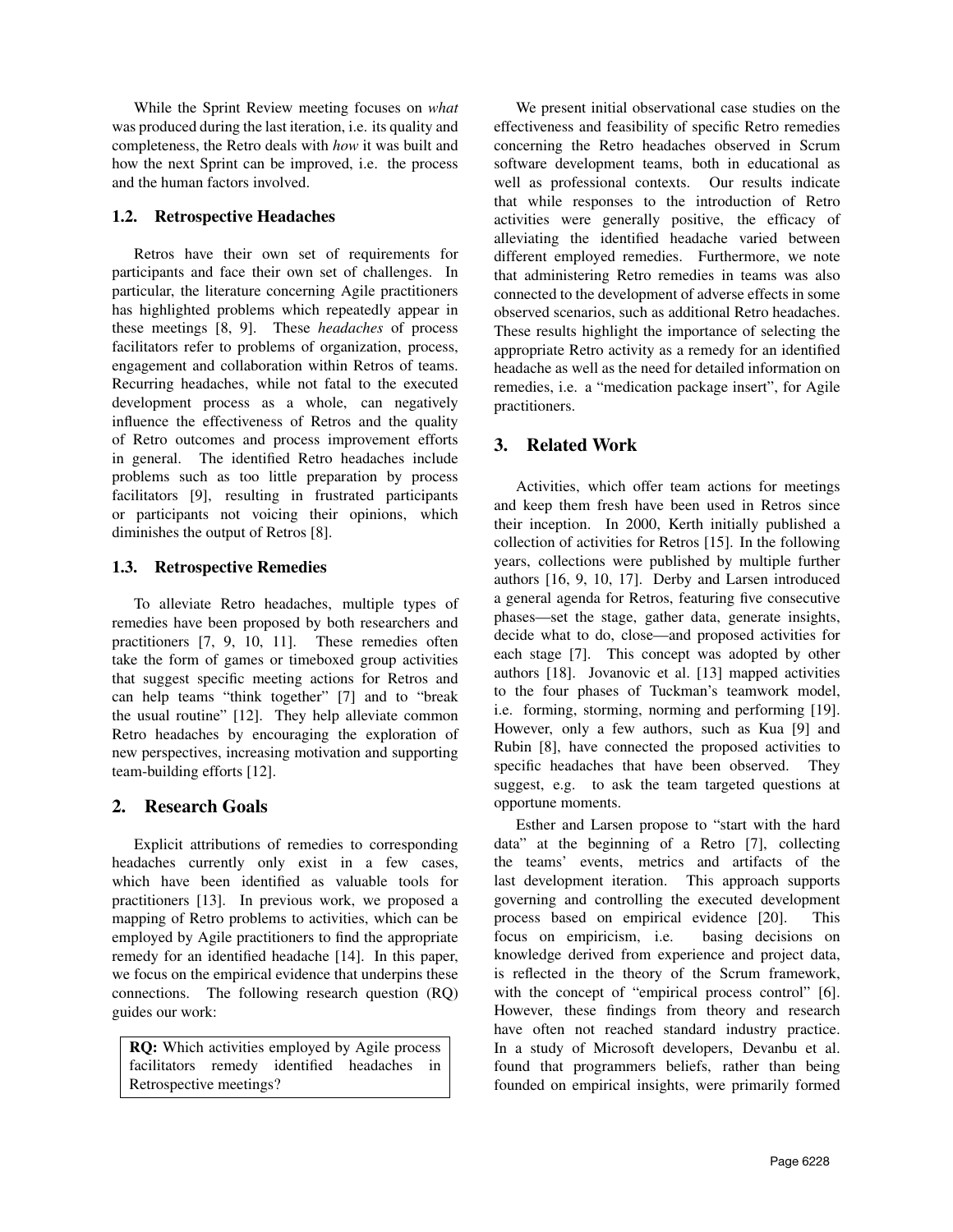While the Sprint Review meeting focuses on *what* was produced during the last iteration, i.e. its quality and completeness, the Retro deals with *how* it was built and how the next Sprint can be improved, i.e. the process and the human factors involved.

### 1.2. Retrospective Headaches

Retros have their own set of requirements for participants and face their own set of challenges. In particular, the literature concerning Agile practitioners has highlighted problems which repeatedly appear in these meetings [8, 9]. These *headaches* of process facilitators refer to problems of organization, process, engagement and collaboration within Retros of teams. Recurring headaches, while not fatal to the executed development process as a whole, can negatively influence the effectiveness of Retros and the quality of Retro outcomes and process improvement efforts in general. The identified Retro headaches include problems such as too little preparation by process facilitators [9], resulting in frustrated participants or participants not voicing their opinions, which diminishes the output of Retros [8].

### 1.3. Retrospective Remedies

To alleviate Retro headaches, multiple types of remedies have been proposed by both researchers and practitioners [7, 9, 10, 11]. These remedies often take the form of games or timeboxed group activities that suggest specific meeting actions for Retros and can help teams "think together" [7] and to "break the usual routine" [12]. They help alleviate common Retro headaches by encouraging the exploration of new perspectives, increasing motivation and supporting team-building efforts [12].

## 2. Research Goals

Explicit attributions of remedies to corresponding headaches currently only exist in a few cases, which have been identified as valuable tools for practitioners [13]. In previous work, we proposed a mapping of Retro problems to activities, which can be employed by Agile practitioners to find the appropriate remedy for an identified headache [14]. In this paper, we focus on the empirical evidence that underpins these connections. The following research question (RQ) guides our work:

**RQ:** Which activities employed by Agile process facilitators remedy identified headaches in Retrospective meetings?

We present initial observational case studies on the effectiveness and feasibility of specific Retro remedies concerning the Retro headaches observed in Scrum software development teams, both in educational as well as professional contexts. Our results indicate that while responses to the introduction of Retro activities were generally positive, the efficacy of alleviating the identified headache varied between different employed remedies. Furthermore, we note that administering Retro remedies in teams was also connected to the development of adverse effects in some observed scenarios, such as additional Retro headaches. These results highlight the importance of selecting the appropriate Retro activity as a remedy for an identified headache as well as the need for detailed information on remedies, i.e. a "medication package insert", for Agile practitioners.

## 3. Related Work

Activities, which offer team actions for meetings and keep them fresh have been used in Retros since their inception. In 2000, Kerth initially published a collection of activities for Retros [15]. In the following years, collections were published by multiple further authors [16, 9, 10, 17]. Derby and Larsen introduced a general agenda for Retros, featuring five consecutive phases—set the stage, gather data, generate insights, decide what to do, close—and proposed activities for each stage [7]. This concept was adopted by other authors [18]. Jovanovic et al. [13] mapped activities to the four phases of Tuckman's teamwork model, i.e. forming, storming, norming and performing [19]. However, only a few authors, such as Kua [9] and Rubin [8], have connected the proposed activities to specific headaches that have been observed. They suggest, e.g. to ask the team targeted questions at opportune moments.

Esther and Larsen propose to "start with the hard data" at the beginning of a Retro [7], collecting the teams' events, metrics and artifacts of the last development iteration. This approach supports governing and controlling the executed development process based on empirical evidence [20]. This focus on empiricism, i.e. basing decisions on knowledge derived from experience and project data, is reflected in the theory of the Scrum framework, with the concept of "empirical process control" [6]. However, these findings from theory and research have often not reached standard industry practice. In a study of Microsoft developers, Devanbu et al. found that programmers beliefs, rather than being founded on empirical insights, were primarily formed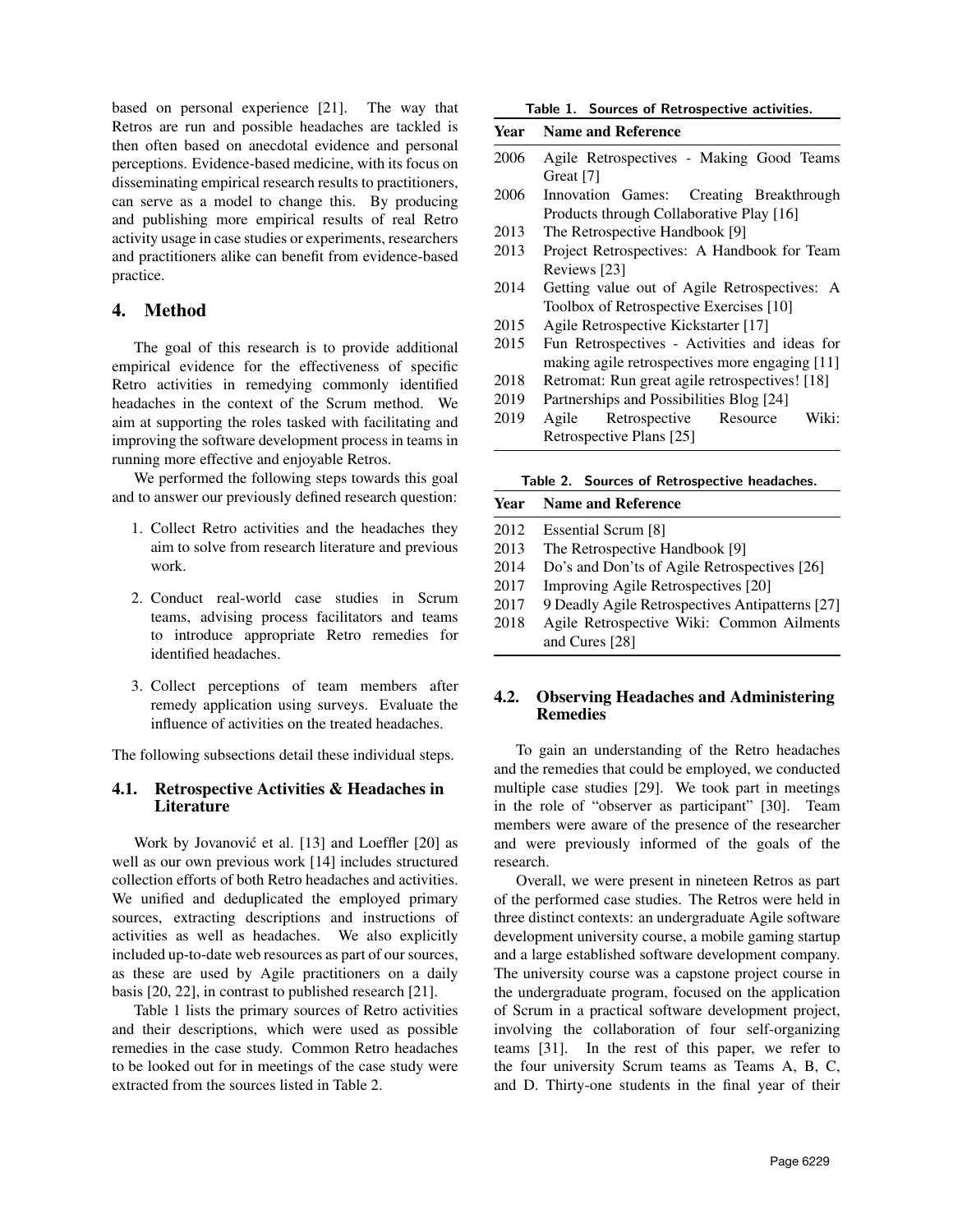based on personal experience [21]. The way that Retros are run and possible headaches are tackled is then often based on anecdotal evidence and personal perceptions. Evidence-based medicine, with its focus on disseminating empirical research results to practitioners, can serve as a model to change this. By producing and publishing more empirical results of real Retro activity usage in case studies or experiments, researchers and practitioners alike can benefit from evidence-based practice.

## 4. Method

The goal of this research is to provide additional empirical evidence for the effectiveness of specific Retro activities in remedying commonly identified headaches in the context of the Scrum method. We aim at supporting the roles tasked with facilitating and improving the software development process in teams in running more effective and enjoyable Retros.

We performed the following steps towards this goal and to answer our previously defined research question:

1. Collect Retro activities and the headaches they aim to solve from research literature and previous work.
2. Conduct real-world case studies in Scrum teams, advising process facilitators and teams to introduce appropriate Retro remedies for identified headaches.
3. Collect perceptions of team members after remedy application using surveys. Evaluate the influence of activities on the treated headaches.

The following subsections detail these individual steps.

### 4.1. Retrospective Activities & Headaches in Literature

Work by Jovanović et al. [13] and Loeffler [20] as well as our own previous work [14] includes structured collection efforts of both Retro headaches and activities. We unified and deduplicated the employed primary sources, extracting descriptions and instructions of activities as well as headaches. We also explicitly included up-to-date web resources as part of our sources, as these are used by Agile practitioners on a daily basis [20, 22], in contrast to published research [21].

Table 1 lists the primary sources of Retro activities and their descriptions, which were used as possible remedies in the case study. Common Retro headaches to be looked out for in meetings of the case study were extracted from the sources listed in Table 2.

Table 1. Sources of Retrospective activities.

| Year | Name and Reference |
|---|---|
| 2006 | Agile Retrospectives - Making Good Teams Great [7] |
| 2006 | Innovation Games: Creating Breakthrough Products through Collaborative Play [16] |
| 2013 | The Retrospective Handbook [9] |
| 2013 | Project Retrospectives: A Handbook for Team Reviews [23] |
| 2014 | Getting value out of Agile Retrospectives: A Toolbox of Retrospective Exercises [10] |
| 2015 | Agile Retrospective Kickstarter [17] |
| 2015 | Fun Retrospectives - Activities and ideas for making agile retrospectives more engaging [11] |
| 2018 | Retromat: Run great agile retrospectives! [18] |
| 2019 | Partnerships and Possibilities Blog [24] |
| 2019 | Agile Retrospective Resource Wiki: Retrospective Plans [25] |

Table 2. Sources of Retrospective headaches.

| Year | Name and Reference |
|---|---|
| 2012 | Essential Scrum [8] |
| 2013 | The Retrospective Handbook [9] |
| 2014 | Do's and Don'ts of Agile Retrospectives [26] |
| 2017 | Improving Agile Retrospectives [20] |
| 2017 | 9 Deadly Agile Retrospectives Antipatterns [27] |
| 2018 | Agile Retrospective Wiki: Common Ailments and Cures [28] |

### 4.2. Observing Headaches and Administering Remedies

To gain an understanding of the Retro headaches and the remedies that could be employed, we conducted multiple case studies [29]. We took part in meetings in the role of "observer as participant" [30]. Team members were aware of the presence of the researcher and were previously informed of the goals of the research.

Overall, we were present in nineteen Retros as part of the performed case studies. The Retros were held in three distinct contexts: an undergraduate Agile software development university course, a mobile gaming startup and a large established software development company. The university course was a capstone project course in the undergraduate program, focused on the application of Scrum in a practical software development project, involving the collaboration of four self-organizing teams [31]. In the rest of this paper, we refer to the four university Scrum teams as Teams A, B, C, and D. Thirty-one students in the final year of their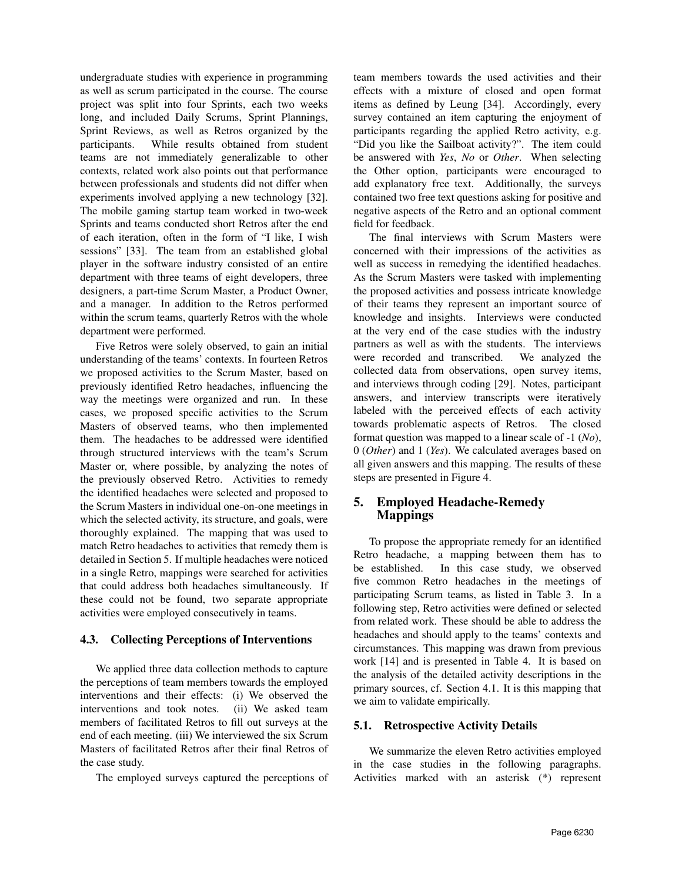undergraduate studies with experience in programming as well as scrum participated in the course. The course project was split into four Sprints, each two weeks long, and included Daily Scrums, Sprint Plannings, Sprint Reviews, as well as Retros organized by the participants. While results obtained from student teams are not immediately generalizable to other contexts, related work also points out that performance between professionals and students did not differ when experiments involved applying a new technology [32]. The mobile gaming startup team worked in two-week Sprints and teams conducted short Retros after the end of each iteration, often in the form of "I like, I wish sessions" [33]. The team from an established global player in the software industry consisted of an entire department with three teams of eight developers, three designers, a part-time Scrum Master, a Product Owner, and a manager. In addition to the Retros performed within the scrum teams, quarterly Retros with the whole department were performed.

Five Retros were solely observed, to gain an initial understanding of the teams' contexts. In fourteen Retros we proposed activities to the Scrum Master, based on previously identified Retro headaches, influencing the way the meetings were organized and run. In these cases, we proposed specific activities to the Scrum Masters of observed teams, who then implemented them. The headaches to be addressed were identified through structured interviews with the team's Scrum Master or, where possible, by analyzing the notes of the previously observed Retro. Activities to remedy the identified headaches were selected and proposed to the Scrum Masters in individual one-on-one meetings in which the selected activity, its structure, and goals, were thoroughly explained. The mapping that was used to match Retro headaches to activities that remedy them is detailed in Section 5. If multiple headaches were noticed in a single Retro, mappings were searched for activities that could address both headaches simultaneously. If these could not be found, two separate appropriate activities were employed consecutively in teams.

### 4.3. Collecting Perceptions of Interventions

We applied three data collection methods to capture the perceptions of team members towards the employed interventions and their effects: (i) We observed the interventions and took notes. (ii) We asked team members of facilitated Retros to fill out surveys at the end of each meeting. (iii) We interviewed the six Scrum Masters of facilitated Retros after their final Retros of the case study.

The employed surveys captured the perceptions of team members towards the used activities and their effects with a mixture of closed and open format items as defined by Leung [34]. Accordingly, every survey contained an item capturing the enjoyment of participants regarding the applied Retro activity, e.g. "Did you like the Sailboat activity?". The item could be answered with *Yes*, *No* or *Other*. When selecting the Other option, participants were encouraged to add explanatory free text. Additionally, the surveys contained two free text questions asking for positive and negative aspects of the Retro and an optional comment field for feedback.

The final interviews with Scrum Masters were concerned with their impressions of the activities as well as success in remedying the identified headaches. As the Scrum Masters were tasked with implementing the proposed activities and possess intricate knowledge of their teams they represent an important source of knowledge and insights. Interviews were conducted at the very end of the case studies with the industry partners as well as with the students. The interviews were recorded and transcribed. We analyzed the collected data from observations, open survey items, and interviews through coding [29]. Notes, participant answers, and interview transcripts were iteratively labeled with the perceived effects of each activity towards problematic aspects of Retros. The closed format question was mapped to a linear scale of -1 (*No*), 0 (*Other*) and 1 (*Yes*). We calculated averages based on all given answers and this mapping. The results of these steps are presented in Figure 4.

## 5. Employed Headache-Remedy Mappings

To propose the appropriate remedy for an identified Retro headache, a mapping between them has to be established. In this case study, we observed five common Retro headaches in the meetings of participating Scrum teams, as listed in Table 3. In a following step, Retro activities were defined or selected from related work. These should be able to address the headaches and should apply to the teams' contexts and circumstances. This mapping was drawn from previous work [14] and is presented in Table 4. It is based on the analysis of the detailed activity descriptions in the primary sources, cf. Section 4.1. It is this mapping that we aim to validate empirically.

### 5.1. Retrospective Activity Details

We summarize the eleven Retro activities employed in the case studies in the following paragraphs. Activities marked with an asterisk (*) represent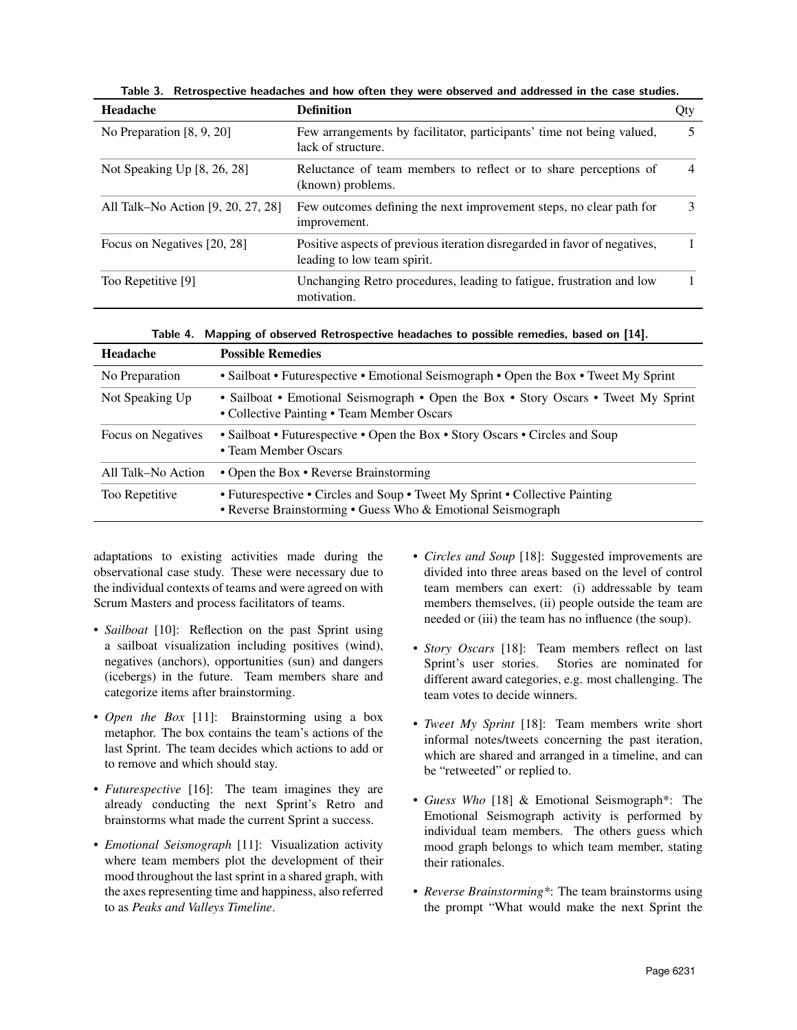Table 3. Retrospective headaches and how often they were observed and addressed in the case studies.

| Headache | Definition | Qty |
|---|---|---|
| No Preparation [8, 9, 20] | Few arrangements by facilitator, participants' time not being valued, lack of structure. | 5 |
| Not Speaking Up [8, 26, 28] | Reluctance of team members to reflect or to share perceptions of (known) problems. | 4 |
| All Talk–No Action [9, 20, 27, 28] | Few outcomes defining the next improvement steps, no clear path for improvement. | 3 |
| Focus on Negatives [20, 28] | Positive aspects of previous iteration disregarded in favor of negatives, leading to low team spirit. | 1 |
| Too Repetitive [9] | Unchanging Retro procedures, leading to fatigue, frustration and low motivation. | 1 |

Table 4. Mapping of observed Retrospective headaches to possible remedies, based on [14].

| Headache | Possible Remedies |
|---|---|
| No Preparation | • Sailboat • Futurespective • Emotional Seismograph • Open the Box • Tweet My Sprint |
| Not Speaking Up | • Sailboat • Emotional Seismograph • Open the Box • Story Oscars • Tweet My Sprint • Collective Painting • Team Member Oscars |
| Focus on Negatives | • Sailboat • Futurespective • Open the Box • Story Oscars • Circles and Soup • Team Member Oscars |
| All Talk–No Action | • Open the Box • Reverse Brainstorming |
| Too Repetitive | • Futurespective • Circles and Soup • Tweet My Sprint • Collective Painting • Reverse Brainstorming • Guess Who & Emotional Seismograph |

adaptations to existing activities made during the observational case study. These were necessary due to the individual contexts of teams and were agreed on with Scrum Masters and process facilitators of teams.

- *Sailboat* [10]: Reflection on the past Sprint using a sailboat visualization including positives (wind), negatives (anchors), opportunities (sun) and dangers (icebergs) in the future. Team members share and categorize items after brainstorming.
- *Open the Box* [11]: Brainstorming using a box metaphor. The box contains the team's actions of the last Sprint. The team decides which actions to add or to remove and which should stay.
- *Futurespective* [16]: The team imagines they are already conducting the next Sprint's Retro and brainstorms what made the current Sprint a success.
- *Emotional Seismograph* [11]: Visualization activity where team members plot the development of their mood throughout the last sprint in a shared graph, with the axes representing time and happiness, also referred to as *Peaks and Valleys Timeline*.
- *Circles and Soup* [18]: Suggested improvements are divided into three areas based on the level of control team members can exert: (i) addressable by team members themselves, (ii) people outside the team are needed or (iii) the team has no influence (the soup).
- *Story Oscars* [18]: Team members reflect on last Sprint's user stories. Stories are nominated for different award categories, e.g. most challenging. The team votes to decide winners.
- *Tweet My Sprint* [18]: Team members write short informal notes/tweets concerning the past iteration, which are shared and arranged in a timeline, and can be "retweeted" or replied to.
- *Guess Who* [18] & Emotional Seismograph*: The Emotional Seismograph activity is performed by individual team members. The others guess which mood graph belongs to which team member, stating their rationales.
- *Reverse Brainstorming**: The team brainstorms using the prompt "What would make the next Sprint the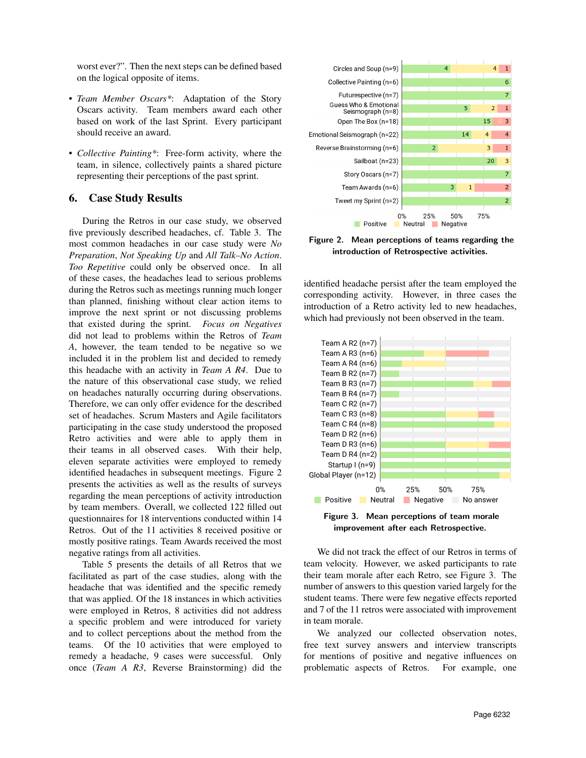worst ever?". Then the next steps can be defined based on the logical opposite of items.

- *Team Member Oscars\**: Adaptation of the Story Oscars activity. Team members award each other based on work of the last Sprint. Every participant should receive an award.
- *Collective Painting\**: Free-form activity, where the team, in silence, collectively paints a shared picture representing their perceptions of the past sprint.

## 6. Case Study Results

During the Retros in our case study, we observed five previously described headaches, cf. Table 3. The most common headaches in our case study were *No Preparation*, *Not Speaking Up* and *All Talk–No Action*. *Too Repetitive* could only be observed once. In all of these cases, the headaches lead to serious problems during the Retros such as meetings running much longer than planned, finishing without clear action items to improve the next sprint or not discussing problems that existed during the sprint. *Focus on Negatives* did not lead to problems within the Retros of *Team A*, however, the team tended to be negative so we included it in the problem list and decided to remedy this headache with an activity in *Team A R4*. Due to the nature of this observational case study, we relied on headaches naturally occurring during observations. Therefore, we can only offer evidence for the described set of headaches. Scrum Masters and Agile facilitators participating in the case study understood the proposed Retro activities and were able to apply them in their teams in all observed cases. With their help, eleven separate activities were employed to remedy identified headaches in subsequent meetings. Figure 2 presents the activities as well as the results of surveys regarding the mean perceptions of activity introduction by team members. Overall, we collected 122 filled out questionnaires for 18 interventions conducted within 14 Retros. Out of the 11 activities 8 received positive or mostly positive ratings. Team Awards received the most negative ratings from all activities.

Table 5 presents the details of all Retros that we facilitated as part of the case studies, along with the headache that was identified and the specific remedy that was applied. Of the 18 instances in which activities were employed in Retros, 8 activities did not address a specific problem and were introduced for variety and to collect perceptions about the method from the teams. Of the 10 activities that were employed to remedy a headache, 9 cases were successful. Only once (*Team A R3*, Reverse Brainstorming) did the identified headache persist after the team employed the corresponding activity. However, in three cases the introduction of a Retro activity led to new headaches, which had previously not been observed in the team.

Circles and Soup (n=9) 4 4 1
Collective Painting (n=6) 6
Futurespective (n=7) 7
Guess Who & Emotional Seismograph (n=8) 5 2 1
Open The Box (n=18) 15 0 3
Emotional Seismograph (n=22) 14 4 4
Reverse Brainstorming (n=6) 2 3 1
Sailboat (n=23) 20 3
Story Oscars (n=7) 7
Team Awards (n=6) 3 1 2
Tweet my Sprint (n=2) 2
0% 25% 50% 75%
Positive Neutral Negative

**Figure 2. Mean perceptions of teams regarding the introduction of Retrospective activities.**

Team A R2 (n=7)
Team A R3 (n=6)
Team A R4 (n=6)
Team B R2 (n=7)
Team B R3 (n=7)
Team B R4 (n=7)
Team C R2 (n=7)
Team C R3 (n=8)
Team C R4 (n=8)
Team D R2 (n=6)
Team D R3 (n=6)
Team D R4 (n=2)
Startup I (n=9)
Global Player (n=12)
0% 25% 50% 75%
Positive Neutral Negative No answer

**Figure 3. Mean perceptions of team morale improvement after each Retrospective.**

We did not track the effect of our Retros in terms of team velocity. However, we asked participants to rate their team morale after each Retro, see Figure 3. The number of answers to this question varied largely for the student teams. There were few negative effects reported and 7 of the 11 retros were associated with improvement in team morale.

We analyzed our collected observation notes, free text survey answers and interview transcripts for mentions of positive and negative influences on problematic aspects of Retros. For example, one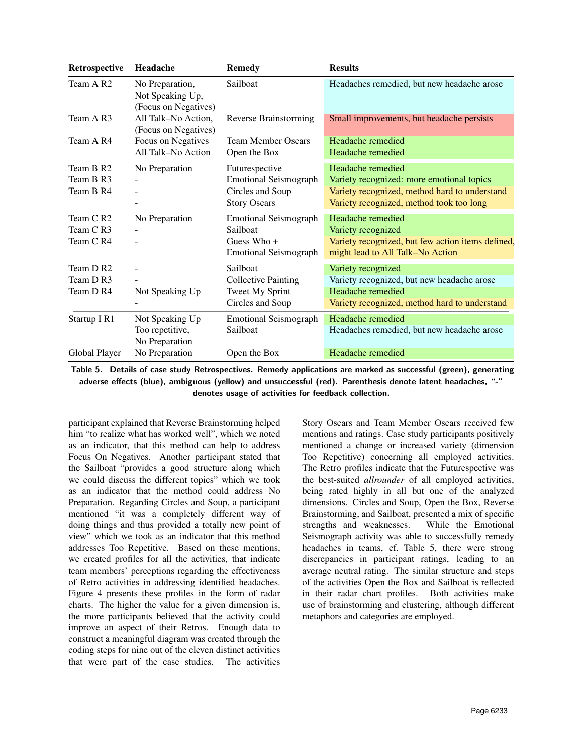| Retrospective | Headache | Remedy | Results |
|---|---|---|---|
| Team A R2 | No Preparation, Not Speaking Up, (Focus on Negatives) | Sailboat | Headaches remedied, but new headache arose |
| Team A R3 | All Talk–No Action, (Focus on Negatives) | Reverse Brainstorming | Small improvements, but headache persists |
| Team A R4 | Focus on Negatives | Team Member Oscars | Headache remedied |
| | All Talk–No Action | Open the Box | Headache remedied |
| Team B R2 | No Preparation | Futurespective | Headache remedied |
| Team B R3 | - | Emotional Seismograph | Variety recognized: more emotional topics |
| Team B R4 | - | Circles and Soup | Variety recognized, method hard to understand |
| | - | Story Oscars | Variety recognized, method took too long |
| Team C R2 | No Preparation | Emotional Seismograph | Headache remedied |
| Team C R3 | - | Sailboat | Variety recognized |
| Team C R4 | - | Guess Who + Emotional Seismograph | Variety recognized, but few action items defined, might lead to All Talk–No Action |
| Team D R2 | - | Sailboat | Variety recognized |
| Team D R3 | - | Collective Painting | Variety recognized, but new headache arose |
| Team D R4 | Not Speaking Up | Tweet My Sprint | Headache remedied |
| | - | Circles and Soup | Variety recognized, method hard to understand |
| Startup I R1 | Not Speaking Up | Emotional Seismograph | Headache remedied |
| | Too repetitive, No Preparation | Sailboat | Headaches remedied, but new headache arose |
| Global Player | No Preparation | Open the Box | Headache remedied |

**Table 5. Details of case study Retrospectives. Remedy applications are marked as successful (green), generating adverse effects (blue), ambiguous (yellow) and unsuccessful (red). Parenthesis denote latent headaches, "-" denotes usage of activities for feedback collection.**

participant explained that Reverse Brainstorming helped him "to realize what has worked well", which we noted as an indicator, that this method can help to address Focus On Negatives. Another participant stated that the Sailboat "provides a good structure along which we could discuss the different topics" which we took as an indicator that the method could address No Preparation. Regarding Circles and Soup, a participant mentioned "it was a completely different way of doing things and thus provided a totally new point of view" which we took as an indicator that this method addresses Too Repetitive. Based on these mentions, we created profiles for all the activities, that indicate team members' perceptions regarding the effectiveness of Retro activities in addressing identified headaches. Figure 4 presents these profiles in the form of radar charts. The higher the value for a given dimension is, the more participants believed that the activity could improve an aspect of their Retros. Enough data to construct a meaningful diagram was created through the coding steps for nine out of the eleven distinct activities that were part of the case studies. The activities Story Oscars and Team Member Oscars received few mentions and ratings. Case study participants positively mentioned a change or increased variety (dimension Too Repetitive) concerning all employed activities. The Retro profiles indicate that the Futurespective was the best-suited *allrounder* of all employed activities, being rated highly in all but one of the analyzed dimensions. Circles and Soup, Open the Box, Reverse Brainstorming, and Sailboat, presented a mix of specific strengths and weaknesses. While the Emotional Seismograph activity was able to successfully remedy headaches in teams, cf. Table 5, there were strong discrepancies in participant ratings, leading to an average neutral rating. The similar structure and steps of the activities Open the Box and Sailboat is reflected in their radar chart profiles. Both activities make use of brainstorming and clustering, although different metaphors and categories are employed.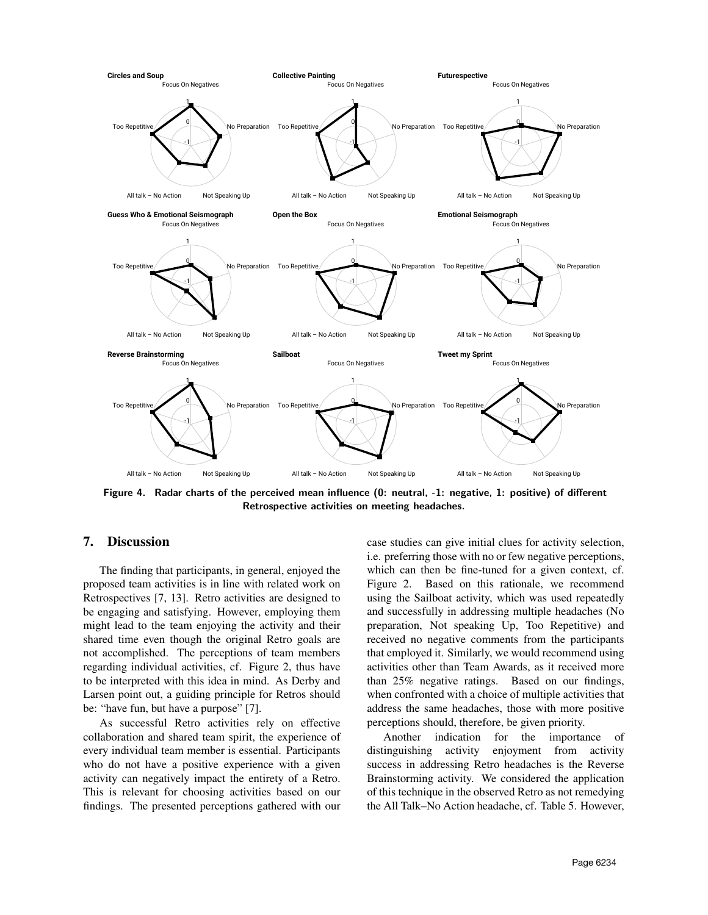Circles and Soup

Focus On Negatives

1

0

-1

No Preparation

Too Repetitive

All talk – No Action

Not Speaking Up

Collective Painting

Focus On Negatives

1

0

-1

No Preparation

Too Repetitive

All talk – No Action

Not Speaking Up

Futurespective

Focus On Negatives

1

0

-1

No Preparation

Too Repetitive

All talk – No Action

Not Speaking Up

Guess Who & Emotional Seismograph

Focus On Negatives

1

0

-1

No Preparation

Too Repetitive

All talk – No Action

Not Speaking Up

Open the Box

Focus On Negatives

1

0

-1

No Preparation

Too Repetitive

All talk – No Action

Not Speaking Up

Emotional Seismograph

Focus On Negatives

1

0

-1

No Preparation

Too Repetitive

All talk – No Action

Not Speaking Up

Reverse Brainstorming

Focus On Negatives

1

0

-1

No Preparation

Too Repetitive

All talk – No Action

Not Speaking Up

Sailboat

Focus On Negatives

1

0

-1

No Preparation

Too Repetitive

All talk – No Action

Not Speaking Up

Tweet my Sprint

Focus On Negatives

1

0

-1

No Preparation

Too Repetitive

All talk – No Action

Not Speaking Up

**Figure 4. Radar charts of the perceived mean influence (0: neutral, -1: negative, 1: positive) of different Retrospective activities on meeting headaches.**

## 7. Discussion

The finding that participants, in general, enjoyed the proposed team activities is in line with related work on Retrospectives [7, 13]. Retro activities are designed to be engaging and satisfying. However, employing them might lead to the team enjoying the activity and their shared time even though the original Retro goals are not accomplished. The perceptions of team members regarding individual activities, cf. Figure 2, thus have to be interpreted with this idea in mind. As Derby and Larsen point out, a guiding principle for Retros should be: "have fun, but have a purpose" [7].

As successful Retro activities rely on effective collaboration and shared team spirit, the experience of every individual team member is essential. Participants who do not have a positive experience with a given activity can negatively impact the entirety of a Retro. This is relevant for choosing activities based on our findings. The presented perceptions gathered with our case studies can give initial clues for activity selection, i.e. preferring those with no or few negative perceptions, which can then be fine-tuned for a given context, cf. Figure 2. Based on this rationale, we recommend using the Sailboat activity, which was used repeatedly and successfully in addressing multiple headaches (No preparation, Not speaking Up, Too Repetitive) and received no negative comments from the participants that employed it. Similarly, we would recommend using activities other than Team Awards, as it received more than 25% negative ratings. Based on our findings, when confronted with a choice of multiple activities that address the same headaches, those with more positive perceptions should, therefore, be given priority.

Another indication for the importance of distinguishing activity enjoyment from activity success in addressing Retro headaches is the Reverse Brainstorming activity. We considered the application of this technique in the observed Retro as not remedying the All Talk–No Action headache, cf. Table 5. However,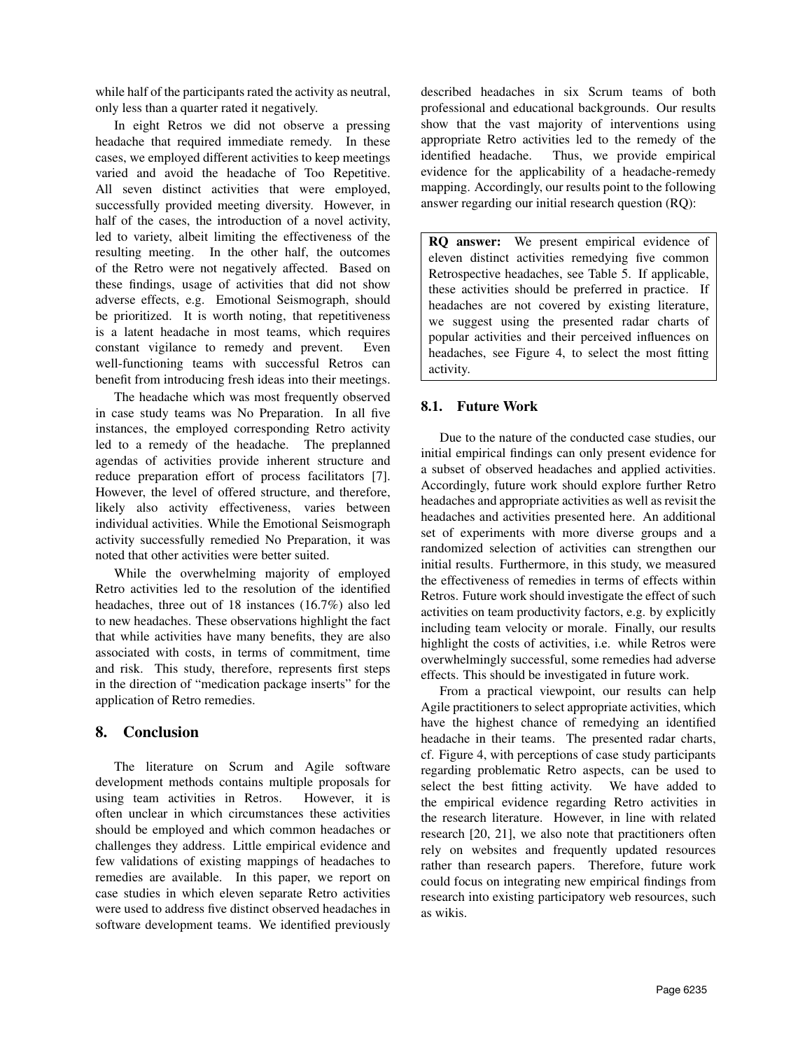while half of the participants rated the activity as neutral, only less than a quarter rated it negatively.

In eight Retros we did not observe a pressing headache that required immediate remedy. In these cases, we employed different activities to keep meetings varied and avoid the headache of Too Repetitive. All seven distinct activities that were employed, successfully provided meeting diversity. However, in half of the cases, the introduction of a novel activity, led to variety, albeit limiting the effectiveness of the resulting meeting. In the other half, the outcomes of the Retro were not negatively affected. Based on these findings, usage of activities that did not show adverse effects, e.g. Emotional Seismograph, should be prioritized. It is worth noting, that repetitiveness is a latent headache in most teams, which requires constant vigilance to remedy and prevent. Even well-functioning teams with successful Retros can benefit from introducing fresh ideas into their meetings.

The headache which was most frequently observed in case study teams was No Preparation. In all five instances, the employed corresponding Retro activity led to a remedy of the headache. The preplanned agendas of activities provide inherent structure and reduce preparation effort of process facilitators [7]. However, the level of offered structure, and therefore, likely also activity effectiveness, varies between individual activities. While the Emotional Seismograph activity successfully remedied No Preparation, it was noted that other activities were better suited.

While the overwhelming majority of employed Retro activities led to the resolution of the identified headaches, three out of 18 instances (16.7%) also led to new headaches. These observations highlight the fact that while activities have many benefits, they are also associated with costs, in terms of commitment, time and risk. This study, therefore, represents first steps in the direction of "medication package inserts" for the application of Retro remedies.

## 8. Conclusion

The literature on Scrum and Agile software development methods contains multiple proposals for using team activities in Retros. However, it is often unclear in which circumstances these activities should be employed and which common headaches or challenges they address. Little empirical evidence and few validations of existing mappings of headaches to remedies are available. In this paper, we report on case studies in which eleven separate Retro activities were used to address five distinct observed headaches in software development teams. We identified previously described headaches in six Scrum teams of both professional and educational backgrounds. Our results show that the vast majority of interventions using appropriate Retro activities led to the remedy of the identified headache. Thus, we provide empirical evidence for the applicability of a headache-remedy mapping. Accordingly, our results point to the following answer regarding our initial research question (RQ):

> **RQ answer:** We present empirical evidence of eleven distinct activities remedying five common Retrospective headaches, see Table 5. If applicable, these activities should be preferred in practice. If headaches are not covered by existing literature, we suggest using the presented radar charts of popular activities and their perceived influences on headaches, see Figure 4, to select the most fitting activity.

### 8.1. Future Work

Due to the nature of the conducted case studies, our initial empirical findings can only present evidence for a subset of observed headaches and applied activities. Accordingly, future work should explore further Retro headaches and appropriate activities as well as revisit the headaches and activities presented here. An additional set of experiments with more diverse groups and a randomized selection of activities can strengthen our initial results. Furthermore, in this study, we measured the effectiveness of remedies in terms of effects within Retros. Future work should investigate the effect of such activities on team productivity factors, e.g. by explicitly including team velocity or morale. Finally, our results highlight the costs of activities, i.e. while Retros were overwhelmingly successful, some remedies had adverse effects. This should be investigated in future work.

From a practical viewpoint, our results can help Agile practitioners to select appropriate activities, which have the highest chance of remedying an identified headache in their teams. The presented radar charts, cf. Figure 4, with perceptions of case study participants regarding problematic Retro aspects, can be used to select the best fitting activity. We have added to the empirical evidence regarding Retro activities in the research literature. However, in line with related research [20, 21], we also note that practitioners often rely on websites and frequently updated resources rather than research papers. Therefore, future work could focus on integrating new empirical findings from research into existing participatory web resources, such as wikis.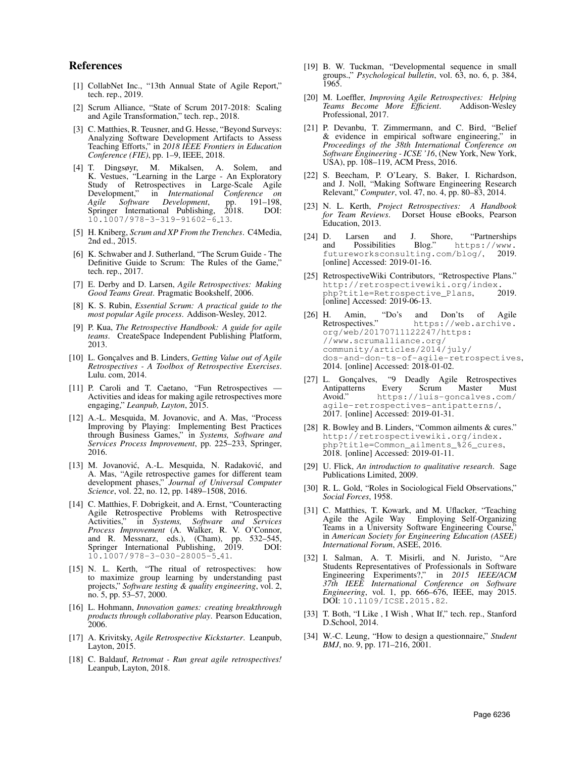## References

[1] CollabNet Inc., "13th Annual State of Agile Report," tech. rep., 2019.

[2] Scrum Alliance, "State of Scrum 2017-2018: Scaling and Agile Transformation," tech. rep., 2018.

[3] C. Matthies, R. Teusner, and G. Hesse, "Beyond Surveys: Analyzing Software Development Artifacts to Assess Teaching Efforts," in *2018 IEEE Frontiers in Education Conference (FIE)*, pp. 1–9, IEEE, 2018.

[4] T. Dingsøyr, M. Mikalsen, A. Solem, and K. Vestues, "Learning in the Large - An Exploratory Study of Retrospectives in Large-Scale Agile Development," in *International Conference on Agile Software Development*, pp. 191–198, Springer International Publishing, 2018. DOI: 10.1007/978-3-319-91602-6_13.

[5] H. Kniberg, *Scrum and XP From the Trenches*. C4Media, 2nd ed., 2015.

[6] K. Schwaber and J. Sutherland, "The Scrum Guide - The Definitive Guide to Scrum: The Rules of the Game," tech. rep., 2017.

[7] E. Derby and D. Larsen, *Agile Retrospectives: Making Good Teams Great*. Pragmatic Bookshelf, 2006.

[8] K. S. Rubin, *Essential Scrum: A practical guide to the most popular Agile process*. Addison-Wesley, 2012.

[9] P. Kua, *The Retrospective Handbook: A guide for agile teams*. CreateSpace Independent Publishing Platform, 2013.

[10] L. Gonçalves and B. Linders, *Getting Value out of Agile Retrospectives - A Toolbox of Retrospective Exercises*. Lulu. com, 2014.

[11] P. Caroli and T. Caetano, "Fun Retrospectives — Activities and ideas for making agile retrospectives more engaging," *Leanpub, Layton*, 2015.

[12] A.-L. Mesquida, M. Jovanovic, and A. Mas, "Process Improving by Playing: Implementing Best Practices through Business Games," in *Systems, Software and Services Process Improvement*, pp. 225–233, Springer, 2016.

[13] M. Jovanović, A.-L. Mesquida, N. Radaković, and A. Mas, "Agile retrospective games for different team development phases," *Journal of Universal Computer Science*, vol. 22, no. 12, pp. 1489–1508, 2016.

[14] C. Matthies, F. Dobrigkeit, and A. Ernst, "Counteracting Agile Retrospective Problems with Retrospective Activities," in *Systems, Software and Services Process Improvement* (A. Walker, R. V. O'Connor, and R. Messnarz, eds.), (Cham), pp. 532–545, Springer International Publishing, 2019. DOI: 10.1007/978-3-030-28005-5_41.

[15] N. L. Kerth, "The ritual of retrospectives: how to maximize group learning by understanding past projects," *Software testing & quality engineering*, vol. 2, no. 5, pp. 53–57, 2000.

[16] L. Hohmann, *Innovation games: creating breakthrough products through collaborative play*. Pearson Education, 2006.

[17] A. Krivitsky, *Agile Retrospective Kickstarter*. Leanpub, Layton, 2015.

[18] C. Baldauf, *Retromat - Run great agile retrospectives!* Leanpub, Layton, 2018.

[19] B. W. Tuckman, "Developmental sequence in small groups.," *Psychological bulletin*, vol. 63, no. 6, p. 384, 1965.

[20] M. Loeffler, *Improving Agile Retrospectives: Helping Teams Become More Efficient*. Addison-Wesley Professional, 2017.

[21] P. Devanbu, T. Zimmermann, and C. Bird, "Belief & evidence in empirical software engineering," in *Proceedings of the 38th International Conference on Software Engineering - ICSE '16*, (New York, New York, USA), pp. 108–119, ACM Press, 2016.

[22] S. Beecham, P. O'Leary, S. Baker, I. Richardson, and J. Noll, "Making Software Engineering Research Relevant," *Computer*, vol. 47, no. 4, pp. 80–83, 2014.

[23] N. L. Kerth, *Project Retrospectives: A Handbook for Team Reviews*. Dorset House eBooks, Pearson Education, 2013.

[24] D. Larsen and J. Shore, "Partnerships and Possibilities Blog." https://www.futureworksconsulting.com/blog/, 2019. [online] Accessed: 2019-01-16.

[25] RetrospectiveWiki Contributors, "Retrospective Plans." http://retrospectivewiki.org/index.php?title=Retrospective_Plans, 2019. [online] Accessed: 2019-06-13.

[26] H. Amin, "Do's and Don'ts of Agile Retrospectives." https://web.archive.org/web/20170711122247/https://www.scrumalliance.org/community/articles/2014/july/dos-and-don-ts-of-agile-retrospectives, 2014. [online] Accessed: 2018-01-02.

[27] L. Gonçalves, "9 Deadly Agile Retrospectives Antipatterns Every Scrum Master Must Avoid." https://luis-goncalves.com/agile-retrospectives-antipatterns/, 2017. [online] Accessed: 2019-01-31.

[28] R. Bowley and B. Linders, "Common ailments & cures." http://retrospectivewiki.org/index.php?title=Common_ailments_%26_cures, 2018. [online] Accessed: 2019-01-11.

[29] U. Flick, *An introduction to qualitative research*. Sage Publications Limited, 2009.

[30] R. L. Gold, "Roles in Sociological Field Observations," *Social Forces*, 1958.

[31] C. Matthies, T. Kowark, and M. Uflacker, "Teaching Agile the Agile Way Employing Self-Organizing Teams in a University Software Engineering Course," in *American Society for Engineering Education (ASEE) International Forum*, ASEE, 2016.

[32] I. Salman, A. T. Misirli, and N. Juristo, "Are Students Representatives of Professionals in Software Engineering Experiments?," in *2015 IEEE/ACM 37th IEEE International Conference on Software Engineering*, vol. 1, pp. 666–676, IEEE, may 2015. DOI: 10.1109/ICSE.2015.82.

[33] T. Both, "I Like , I Wish , What If," tech. rep., Stanford D.School, 2014.

[34] W.-C. Leung, "How to design a questionnaire," *Student BMJ*, no. 9, pp. 171–216, 2001.